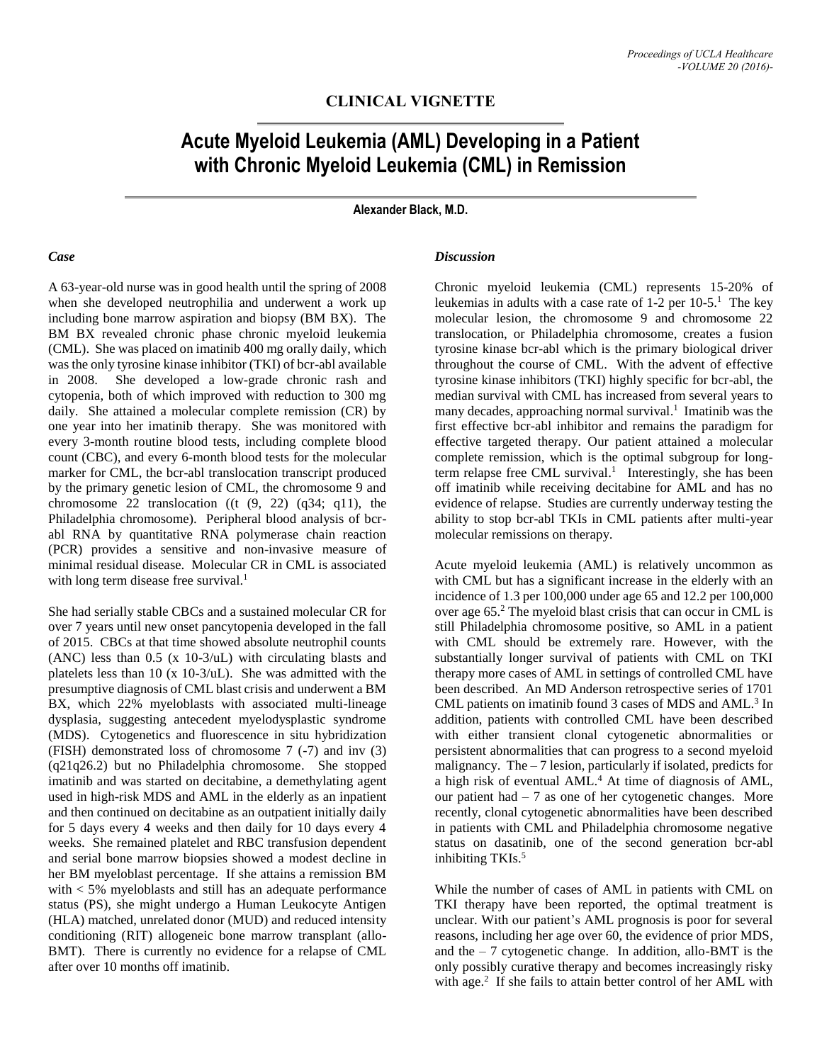## CLINICAL VIGNETTE

# Acute Myeloid Leukemia (AML) Developing in a Patient with Chronic Myeloid Leukemia (CML) in Remission

**Alexander Black, M.D.**

### *Case*

A 63-year-old nurse was in good health until the spring of 2008 when she developed neutrophilia and underwent a work up including bone marrow aspiration and biopsy (BM BX). The BM BX revealed chronic phase chronic myeloid leukemia (CML). She was placed on imatinib 400 mg orally daily, which was the only tyrosine kinase inhibitor (TKI) of bcr-abl available in 2008. She developed a low-grade chronic rash and cytopenia, both of which improved with reduction to 300 mg daily. She attained a molecular complete remission (CR) by one year into her imatinib therapy. She was monitored with every 3-month routine blood tests, including complete blood count (CBC), and every 6-month blood tests for the molecular marker for CML, the bcr-abl translocation transcript produced by the primary genetic lesion of CML, the chromosome 9 and chromosome 22 translocation ((t (9, 22) (q34; q11), the Philadelphia chromosome). Peripheral blood analysis of bcr-abl RNA by quantitative RNA polymerase chain reaction (PCR) provides a sensitive and non-invasive measure of minimal residual disease. Molecular CR in CML is associated with long term disease free survival.[1]

She had serially stable CBCs and a sustained molecular CR for over 7 years until new onset pancytopenia developed in the fall of 2015. CBCs at that time showed absolute neutrophil counts (ANC) less than 0.5 (x 10-3/uL) with circulating blasts and platelets less than 10 (x 10-3/uL). She was admitted with the presumptive diagnosis of CML blast crisis and underwent a BM BX, which 22% myeloblasts with associated multi-lineage dysplasia, suggesting antecedent myelodysplastic syndrome (MDS). Cytogenetics and fluorescence in situ hybridization (FISH) demonstrated loss of chromosome 7 (-7) and inv (3) (q21q26.2) but no Philadelphia chromosome. She stopped imatinib and was started on decitabine, a demethylating agent used in high-risk MDS and AML in the elderly as an inpatient and then continued on decitabine as an outpatient initially daily for 5 days every 4 weeks and then daily for 10 days every 4 weeks. She remained platelet and RBC transfusion dependent and serial bone marrow biopsies showed a modest decline in her BM myeloblast percentage. If she attains a remission BM with < 5% myeloblasts and still has an adequate performance status (PS), she might undergo a Human Leukocyte Antigen (HLA) matched, unrelated donor (MUD) and reduced intensity conditioning (RIT) allogeneic bone marrow transplant (allo-BMT). There is currently no evidence for a relapse of CML after over 10 months off imatinib.

### *Discussion*

Chronic myeloid leukemia (CML) represents 15-20% of leukemias in adults with a case rate of 1-2 per 10-5.[1] The key molecular lesion, the chromosome 9 and chromosome 22 translocation, or Philadelphia chromosome, creates a fusion tyrosine kinase bcr-abl which is the primary biological driver throughout the course of CML. With the advent of effective tyrosine kinase inhibitors (TKI) highly specific for bcr-abl, the median survival with CML has increased from several years to many decades, approaching normal survival.[1] Imatinib was the first effective bcr-abl inhibitor and remains the paradigm for effective targeted therapy. Our patient attained a molecular complete remission, which is the optimal subgroup for long-term relapse free CML survival.[1] Interestingly, she has been off imatinib while receiving decitabine for AML and has no evidence of relapse. Studies are currently underway testing the ability to stop bcr-abl TKIs in CML patients after multi-year molecular remissions on therapy.

Acute myeloid leukemia (AML) is relatively uncommon as with CML but has a significant increase in the elderly with an incidence of 1.3 per 100,000 under age 65 and 12.2 per 100,000 over age 65.[2] The myeloid blast crisis that can occur in CML is still Philadelphia chromosome positive, so AML in a patient with CML should be extremely rare. However, with the substantially longer survival of patients with CML on TKI therapy more cases of AML in settings of controlled CML have been described. An MD Anderson retrospective series of 1701 CML patients on imatinib found 3 cases of MDS and AML.[3] In addition, patients with controlled CML have been described with either transient clonal cytogenetic abnormalities or persistent abnormalities that can progress to a second myeloid malignancy. The – 7 lesion, particularly if isolated, predicts for a high risk of eventual AML.[4] At time of diagnosis of AML, our patient had – 7 as one of her cytogenetic changes. More recently, clonal cytogenetic abnormalities have been described in patients with CML and Philadelphia chromosome negative status on dasatinib, one of the second generation bcr-abl inhibiting TKIs.[5]

While the number of cases of AML in patients with CML on TKI therapy have been reported, the optimal treatment is unclear. With our patient's AML prognosis is poor for several reasons, including her age over 60, the evidence of prior MDS, and the – 7 cytogenetic change. In addition, allo-BMT is the only possibly curative therapy and becomes increasingly risky with age.[2] If she fails to attain better control of her AML with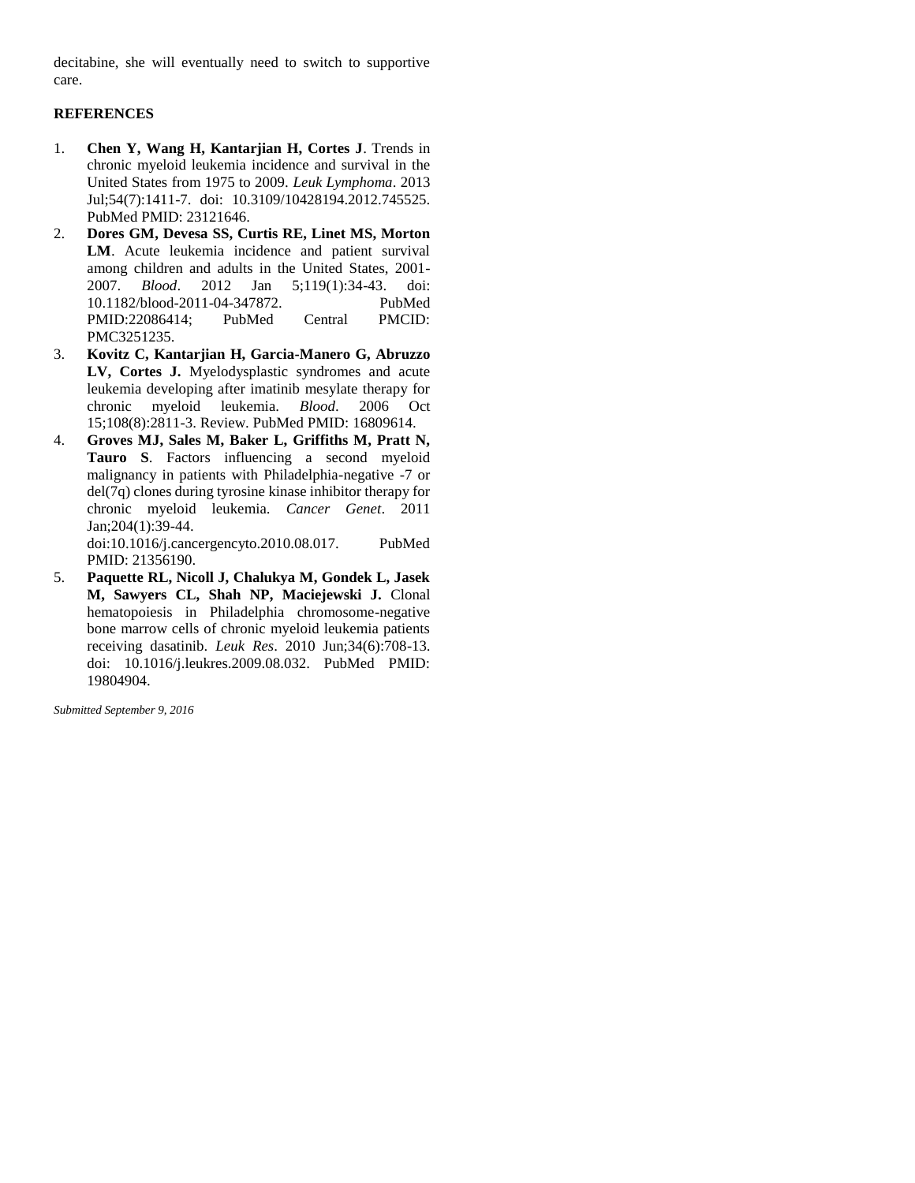decitabine, she will eventually need to switch to supportive care.

## REFERENCES

1. **Chen Y, Wang H, Kantarjian H, Cortes J**. Trends in chronic myeloid leukemia incidence and survival in the United States from 1975 to 2009. *Leuk Lymphoma*. 2013 Jul;54(7):1411-7. doi: 10.3109/10428194.2012.745525. PubMed PMID: 23121646.
2. **Dores GM, Devesa SS, Curtis RE, Linet MS, Morton LM**. Acute leukemia incidence and patient survival among children and adults in the United States, 2001-2007. *Blood*. 2012 Jan 5;119(1):34-43. doi: 10.1182/blood-2011-04-347872. PubMed PMID:22086414; PubMed Central PMCID: PMC3251235.
3. **Kovitz C, Kantarjian H, Garcia-Manero G, Abruzzo LV, Cortes J.** Myelodysplastic syndromes and acute leukemia developing after imatinib mesylate therapy for chronic myeloid leukemia. *Blood*. 2006 Oct 15;108(8):2811-3. Review. PubMed PMID: 16809614.
4. **Groves MJ, Sales M, Baker L, Griffiths M, Pratt N, Tauro S**. Factors influencing a second myeloid malignancy in patients with Philadelphia-negative -7 or del(7q) clones during tyrosine kinase inhibitor therapy for chronic myeloid leukemia. *Cancer Genet*. 2011 Jan;204(1):39-44. doi:10.1016/j.cancergencyto.2010.08.017. PubMed PMID: 21356190.
5. **Paquette RL, Nicoll J, Chalukya M, Gondek L, Jasek M, Sawyers CL, Shah NP, Maciejewski J.** Clonal hematopoiesis in Philadelphia chromosome-negative bone marrow cells of chronic myeloid leukemia patients receiving dasatinib. *Leuk Res*. 2010 Jun;34(6):708-13. doi: 10.1016/j.leukres.2009.08.032. PubMed PMID: 19804904.

*Submitted September 9, 2016*